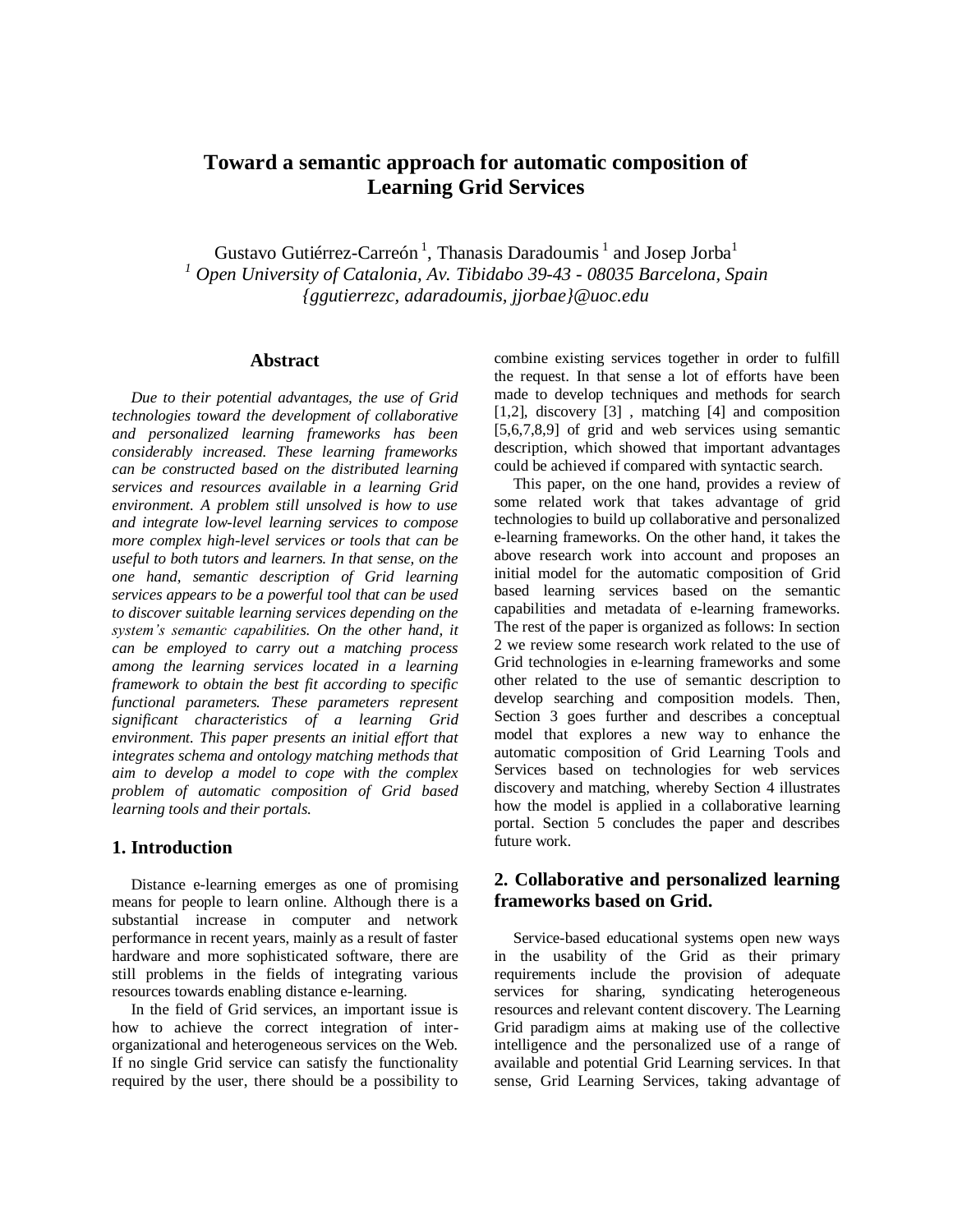# Toward a semantic approach for automatic composition of Learning Grid Services

Gustavo Gutiérrez-Carreón [1], Thanasis Daradoumis [1] and Josep Jorba[1]

[1] *Open University of Catalonia, Av. Tibidabo 39-43 - 08035 Barcelona, Spain*
*{ggutierrezc, adaradoumis, jjorbae}@uoc.edu*

## Abstract

*Due to their potential advantages, the use of Grid technologies toward the development of collaborative and personalized learning frameworks has been considerably increased. These learning frameworks can be constructed based on the distributed learning services and resources available in a learning Grid environment. A problem still unsolved is how to use and integrate low-level learning services to compose more complex high-level services or tools that can be useful to both tutors and learners. In that sense, on the one hand, semantic description of Grid learning services appears to be a powerful tool that can be used to discover suitable learning services depending on the system's semantic capabilities. On the other hand, it can be employed to carry out a matching process among the learning services located in a learning framework to obtain the best fit according to specific functional parameters. These parameters represent significant characteristics of a learning Grid environment. This paper presents an initial effort that integrates schema and ontology matching methods that aim to develop a model to cope with the complex problem of automatic composition of Grid based learning tools and their portals.*

## 1. Introduction

Distance e-learning emerges as one of promising means for people to learn online. Although there is a substantial increase in computer and network performance in recent years, mainly as a result of faster hardware and more sophisticated software, there are still problems in the fields of integrating various resources towards enabling distance e-learning.

In the field of Grid services, an important issue is how to achieve the correct integration of inter-organizational and heterogeneous services on the Web. If no single Grid service can satisfy the functionality required by the user, there should be a possibility to combine existing services together in order to fulfill the request. In that sense a lot of efforts have been made to develop techniques and methods for search [1,2], discovery [3] , matching [4] and composition [5,6,7,8,9] of grid and web services using semantic description, which showed that important advantages could be achieved if compared with syntactic search.

This paper, on the one hand, provides a review of some related work that takes advantage of grid technologies to build up collaborative and personalized e-learning frameworks. On the other hand, it takes the above research work into account and proposes an initial model for the automatic composition of Grid based learning services based on the semantic capabilities and metadata of e-learning frameworks. The rest of the paper is organized as follows: In section 2 we review some research work related to the use of Grid technologies in e-learning frameworks and some other related to the use of semantic description to develop searching and composition models. Then, Section 3 goes further and describes a conceptual model that explores a new way to enhance the automatic composition of Grid Learning Tools and Services based on technologies for web services discovery and matching, whereby Section 4 illustrates how the model is applied in a collaborative learning portal. Section 5 concludes the paper and describes future work.

## 2. Collaborative and personalized learning frameworks based on Grid.

Service-based educational systems open new ways in the usability of the Grid as their primary requirements include the provision of adequate services for sharing, syndicating heterogeneous resources and relevant content discovery. The Learning Grid paradigm aims at making use of the collective intelligence and the personalized use of a range of available and potential Grid Learning services. In that sense, Grid Learning Services, taking advantage of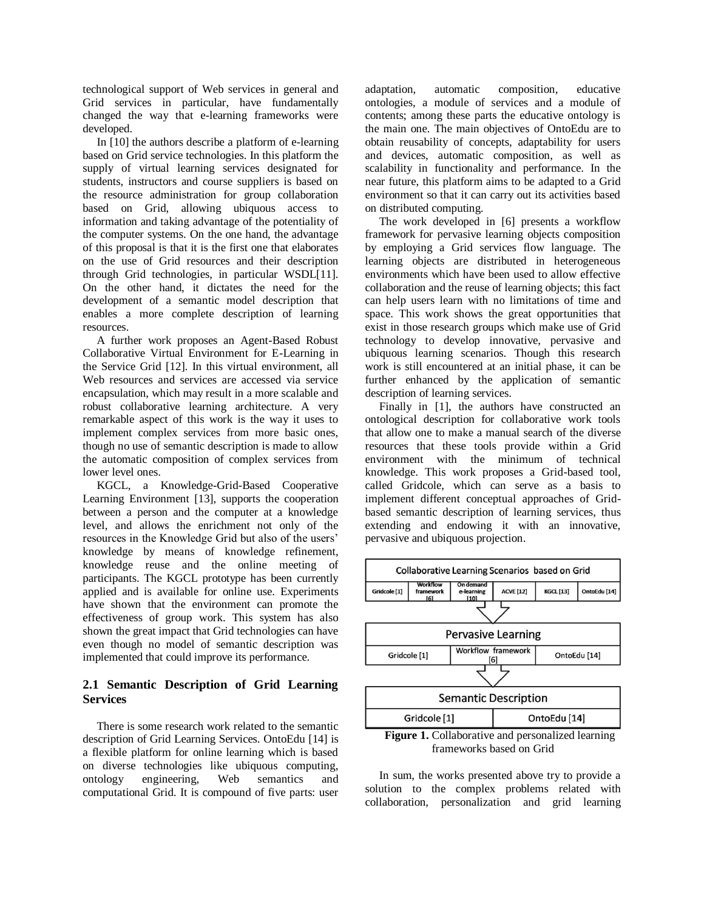technological support of Web services in general and Grid services in particular, have fundamentally changed the way that e-learning frameworks were developed.

In [10] the authors describe a platform of e-learning based on Grid service technologies. In this platform the supply of virtual learning services designated for students, instructors and course suppliers is based on the resource administration for group collaboration based on Grid, allowing ubiquous access to information and taking advantage of the potentiality of the computer systems. On the one hand, the advantage of this proposal is that it is the first one that elaborates on the use of Grid resources and their description through Grid technologies, in particular WSDL[11]. On the other hand, it dictates the need for the development of a semantic model description that enables a more complete description of learning resources.

A further work proposes an Agent-Based Robust Collaborative Virtual Environment for E-Learning in the Service Grid [12]. In this virtual environment, all Web resources and services are accessed via service encapsulation, which may result in a more scalable and robust collaborative learning architecture. A very remarkable aspect of this work is the way it uses to implement complex services from more basic ones, though no use of semantic description is made to allow the automatic composition of complex services from lower level ones.

KGCL, a Knowledge-Grid-Based Cooperative Learning Environment [13], supports the cooperation between a person and the computer at a knowledge level, and allows the enrichment not only of the resources in the Knowledge Grid but also of the users' knowledge by means of knowledge refinement, knowledge reuse and the online meeting of participants. The KGCL prototype has been currently applied and is available for online use. Experiments have shown that the environment can promote the effectiveness of group work. This system has also shown the great impact that Grid technologies can have even though no model of semantic description was implemented that could improve its performance.

## 2.1 Semantic Description of Grid Learning Services

There is some research work related to the semantic description of Grid Learning Services. OntoEdu [14] is a flexible platform for online learning which is based on diverse technologies like ubiquitous computing, ontology engineering, Web semantics and computational Grid. It is compound of five parts: user adaptation, automatic composition, educative ontologies, a module of services and a module of contents; among these parts the educative ontology is the main one. The main objectives of OntoEdu are to obtain reusability of concepts, adaptability for users and devices, automatic composition, as well as scalability in functionality and performance. In the near future, this platform aims to be adapted to a Grid environment so that it can carry out its activities based on distributed computing.

The work developed in [6] presents a workflow framework for pervasive learning objects composition by employing a Grid services flow language. The learning objects are distributed in heterogeneous environments which have been used to allow effective collaboration and the reuse of learning objects; this fact can help users learn with no limitations of time and space. This work shows the great opportunities that exist in those research groups which make use of Grid technology to develop innovative, pervasive and ubiquous learning scenarios. Though this research work is still encountered at an initial phase, it can be further enhanced by the application of semantic description of learning services.

Finally in [1], the authors have constructed an ontological description for collaborative work tools that allow one to make a manual search of the diverse resources that these tools provide within a Grid environment with the minimum of technical knowledge. This work proposes a Grid-based tool, called Gridcole, which can serve as a basis to implement different conceptual approaches of Grid-based semantic description of learning services, thus extending and endowing it with an innovative, pervasive and ubiquous projection.

Collaborative Learning Scenarios based on Grid

Gridcole [1] | Workflow framework [6] | On demand e-learning [10] | ACVE [12] | KGCL [13] | OntoEdu [14]

Pervasive Learning

Gridcole [1] | Workflow framework [6] | OntoEdu [14]

Semantic Description

Gridcole [1] | OntoEdu [14]

**Figure 1.** Collaborative and personalized learning frameworks based on Grid

In sum, the works presented above try to provide a solution to the complex problems related with collaboration, personalization and grid learning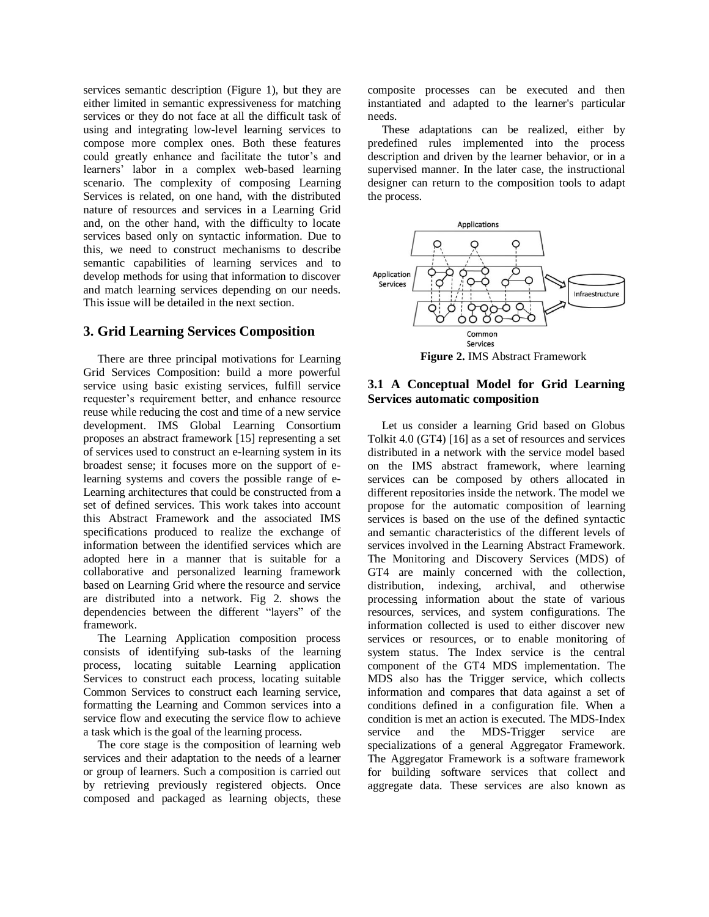services semantic description (Figure 1), but they are either limited in semantic expressiveness for matching services or they do not face at all the difficult task of using and integrating low-level learning services to compose more complex ones. Both these features could greatly enhance and facilitate the tutor's and learners' labor in a complex web-based learning scenario. The complexity of composing Learning Services is related, on one hand, with the distributed nature of resources and services in a Learning Grid and, on the other hand, with the difficulty to locate services based only on syntactic information. Due to this, we need to construct mechanisms to describe semantic capabilities of learning services and to develop methods for using that information to discover and match learning services depending on our needs. This issue will be detailed in the next section.

## 3. Grid Learning Services Composition

There are three principal motivations for Learning Grid Services Composition: build a more powerful service using basic existing services, fulfill service requester's requirement better, and enhance resource reuse while reducing the cost and time of a new service development. IMS Global Learning Consortium proposes an abstract framework [15] representing a set of services used to construct an e-learning system in its broadest sense; it focuses more on the support of e-learning systems and covers the possible range of e-Learning architectures that could be constructed from a set of defined services. This work takes into account this Abstract Framework and the associated IMS specifications produced to realize the exchange of information between the identified services which are adopted here in a manner that is suitable for a collaborative and personalized learning framework based on Learning Grid where the resource and service are distributed into a network. Fig 2. shows the dependencies between the different "layers" of the framework.

The Learning Application composition process consists of identifying sub-tasks of the learning process, locating suitable Learning application Services to construct each process, locating suitable Common Services to construct each learning service, formatting the Learning and Common services into a service flow and executing the service flow to achieve a task which is the goal of the learning process.

The core stage is the composition of learning web services and their adaptation to the needs of a learner or group of learners. Such a composition is carried out by retrieving previously registered objects. Once composed and packaged as learning objects, these composite processes can be executed and then instantiated and adapted to the learner's particular needs.

These adaptations can be realized, either by predefined rules implemented into the process description and driven by the learner behavior, or in a supervised manner. In the later case, the instructional designer can return to the composition tools to adapt the process.

Applications

Application Services

Infraestructure

Common Services

**Figure 2.** IMS Abstract Framework

### 3.1 A Conceptual Model for Grid Learning Services automatic composition

Let us consider a learning Grid based on Globus Tolkit 4.0 (GT4) [16] as a set of resources and services distributed in a network with the service model based on the IMS abstract framework, where learning services can be composed by others allocated in different repositories inside the network. The model we propose for the automatic composition of learning services is based on the use of the defined syntactic and semantic characteristics of the different levels of services involved in the Learning Abstract Framework. The Monitoring and Discovery Services (MDS) of GT4 are mainly concerned with the collection, distribution, indexing, archival, and otherwise processing information about the state of various resources, services, and system configurations. The information collected is used to either discover new services or resources, or to enable monitoring of system status. The Index service is the central component of the GT4 MDS implementation. The MDS also has the Trigger service, which collects information and compares that data against a set of conditions defined in a configuration file. When a condition is met an action is executed. The MDS-Index service and the MDS-Trigger service are specializations of a general Aggregator Framework. The Aggregator Framework is a software framework for building software services that collect and aggregate data. These services are also known as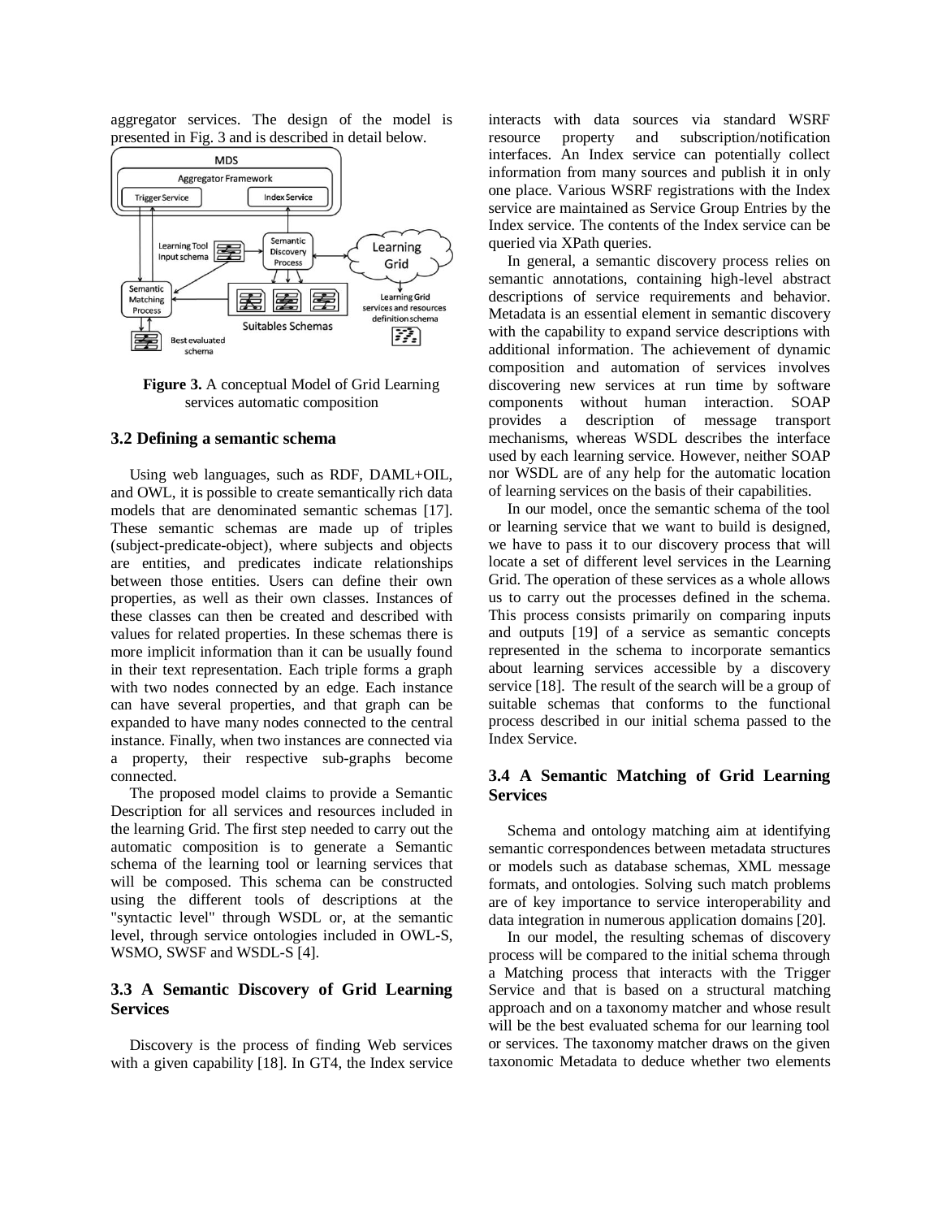aggregator services. The design of the model is presented in Fig. 3 and is described in detail below.

MDS

Aggregator Framework

Trigger Service

Index Service

Learning Tool input schema

Semantic Discovery Process

Learning Grid

Semantic Matching Process

Suitables Schemas

Learning Grid services and resources definition schema

Best evaluated schema

**Figure 3.** A conceptual Model of Grid Learning services automatic composition

### 3.2 Defining a semantic schema

Using web languages, such as RDF, DAML+OIL, and OWL, it is possible to create semantically rich data models that are denominated semantic schemas [17]. These semantic schemas are made up of triples (subject-predicate-object), where subjects and objects are entities, and predicates indicate relationships between those entities. Users can define their own properties, as well as their own classes. Instances of these classes can then be created and described with values for related properties. In these schemas there is more implicit information than it can be usually found in their text representation. Each triple forms a graph with two nodes connected by an edge. Each instance can have several properties, and that graph can be expanded to have many nodes connected to the central instance. Finally, when two instances are connected via a property, their respective sub-graphs become connected.

The proposed model claims to provide a Semantic Description for all services and resources included in the learning Grid. The first step needed to carry out the automatic composition is to generate a Semantic schema of the learning tool or learning services that will be composed. This schema can be constructed using the different tools of descriptions at the "syntactic level" through WSDL or, at the semantic level, through service ontologies included in OWL-S, WSMO, SWSF and WSDL-S [4].

### 3.3 A Semantic Discovery of Grid Learning Services

Discovery is the process of finding Web services with a given capability [18]. In GT4, the Index service interacts with data sources via standard WSRF resource property and subscription/notification interfaces. An Index service can potentially collect information from many sources and publish it in only one place. Various WSRF registrations with the Index service are maintained as Service Group Entries by the Index service. The contents of the Index service can be queried via XPath queries.

In general, a semantic discovery process relies on semantic annotations, containing high-level abstract descriptions of service requirements and behavior. Metadata is an essential element in semantic discovery with the capability to expand service descriptions with additional information. The achievement of dynamic composition and automation of services involves discovering new services at run time by software components without human interaction. SOAP provides a description of message transport mechanisms, whereas WSDL describes the interface used by each learning service. However, neither SOAP nor WSDL are of any help for the automatic location of learning services on the basis of their capabilities.

In our model, once the semantic schema of the tool or learning service that we want to build is designed, we have to pass it to our discovery process that will locate a set of different level services in the Learning Grid. The operation of these services as a whole allows us to carry out the processes defined in the schema. This process consists primarily on comparing inputs and outputs [19] of a service as semantic concepts represented in the schema to incorporate semantics about learning services accessible by a discovery service [18]. The result of the search will be a group of suitable schemas that conforms to the functional process described in our initial schema passed to the Index Service.

### 3.4 A Semantic Matching of Grid Learning Services

Schema and ontology matching aim at identifying semantic correspondences between metadata structures or models such as database schemas, XML message formats, and ontologies. Solving such match problems are of key importance to service interoperability and data integration in numerous application domains [20].

In our model, the resulting schemas of discovery process will be compared to the initial schema through a Matching process that interacts with the Trigger Service and that is based on a structural matching approach and on a taxonomy matcher and whose result will be the best evaluated schema for our learning tool or services. The taxonomy matcher draws on the given taxonomic Metadata to deduce whether two elements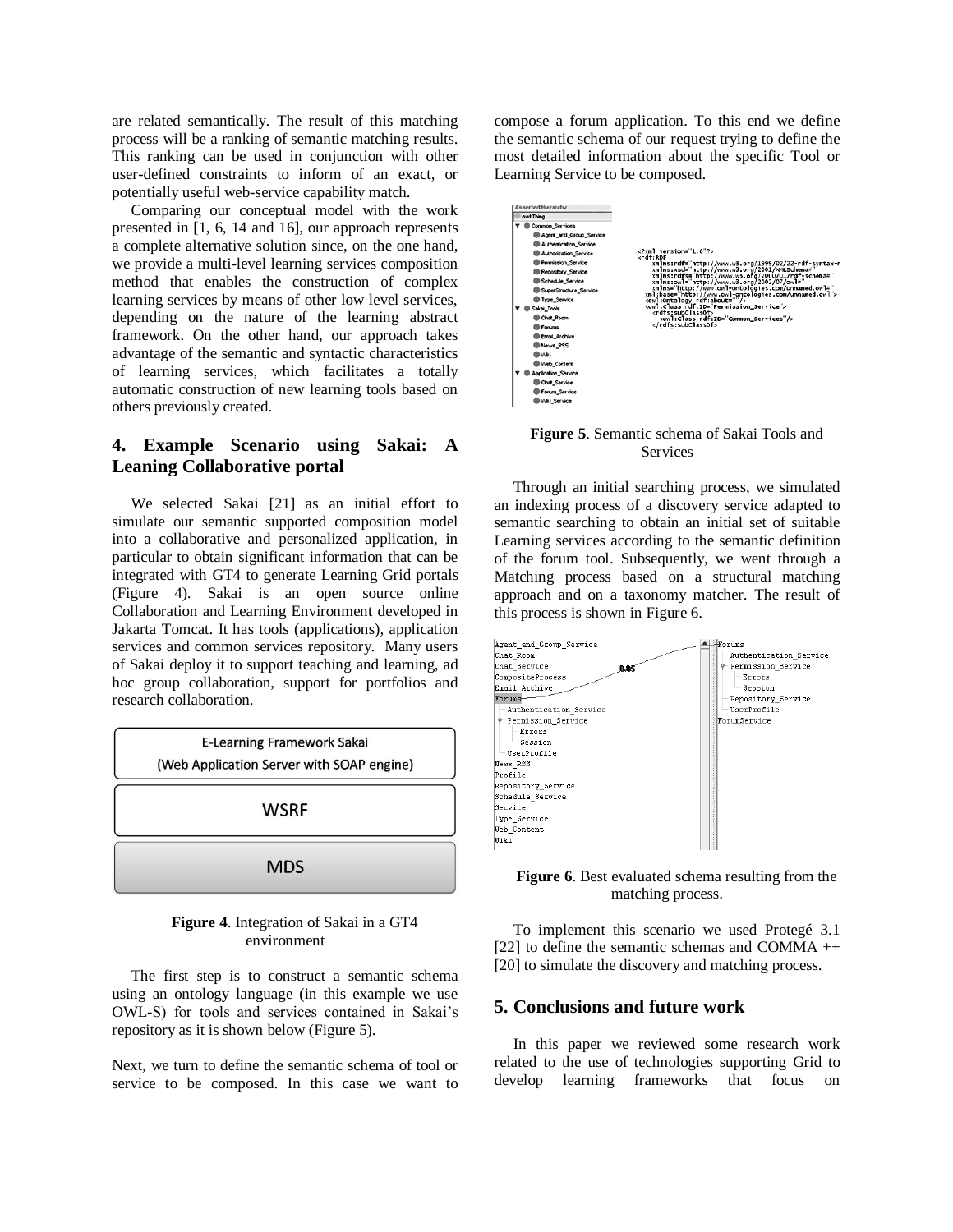are related semantically. The result of this matching process will be a ranking of semantic matching results. This ranking can be used in conjunction with other user-defined constraints to inform of an exact, or potentially useful web-service capability match.

Comparing our conceptual model with the work presented in [1, 6, 14 and 16], our approach represents a complete alternative solution since, on the one hand, we provide a multi-level learning services composition method that enables the construction of complex learning services by means of other low level services, depending on the nature of the learning abstract framework. On the other hand, our approach takes advantage of the semantic and syntactic characteristics of learning services, which facilitates a totally automatic construction of new learning tools based on others previously created.

## 4. Example Scenario using Sakai: A Leaning Collaborative portal

We selected Sakai [21] as an initial effort to simulate our semantic supported composition model into a collaborative and personalized application, in particular to obtain significant information that can be integrated with GT4 to generate Learning Grid portals (Figure 4). Sakai is an open source online Collaboration and Learning Environment developed in Jakarta Tomcat. It has tools (applications), application services and common services repository. Many users of Sakai deploy it to support teaching and learning, ad hoc group collaboration, support for portfolios and research collaboration.

E-Learning Framework Sakai
(Web Application Server with SOAP engine)

WSRF

MDS

**Figure 4**. Integration of Sakai in a GT4 environment

The first step is to construct a semantic schema using an ontology language (in this example we use OWL-S) for tools and services contained in Sakai's repository as it is shown below (Figure 5).

Next, we turn to define the semantic schema of tool or service to be composed. In this case we want to compose a forum application. To this end we define the semantic schema of our request trying to define the most detailed information about the specific Tool or Learning Service to be composed.

**Figure 5**. Semantic schema of Sakai Tools and Services

Through an initial searching process, we simulated an indexing process of a discovery service adapted to semantic searching to obtain an initial set of suitable Learning services according to the semantic definition of the forum tool. Subsequently, we went through a Matching process based on a structural matching approach and on a taxonomy matcher. The result of this process is shown in Figure 6.

**Figure 6**. Best evaluated schema resulting from the matching process.

To implement this scenario we used Protegé 3.1 [22] to define the semantic schemas and COMMA ++ [20] to simulate the discovery and matching process.

## 5. Conclusions and future work

In this paper we reviewed some research work related to the use of technologies supporting Grid to develop learning frameworks that focus on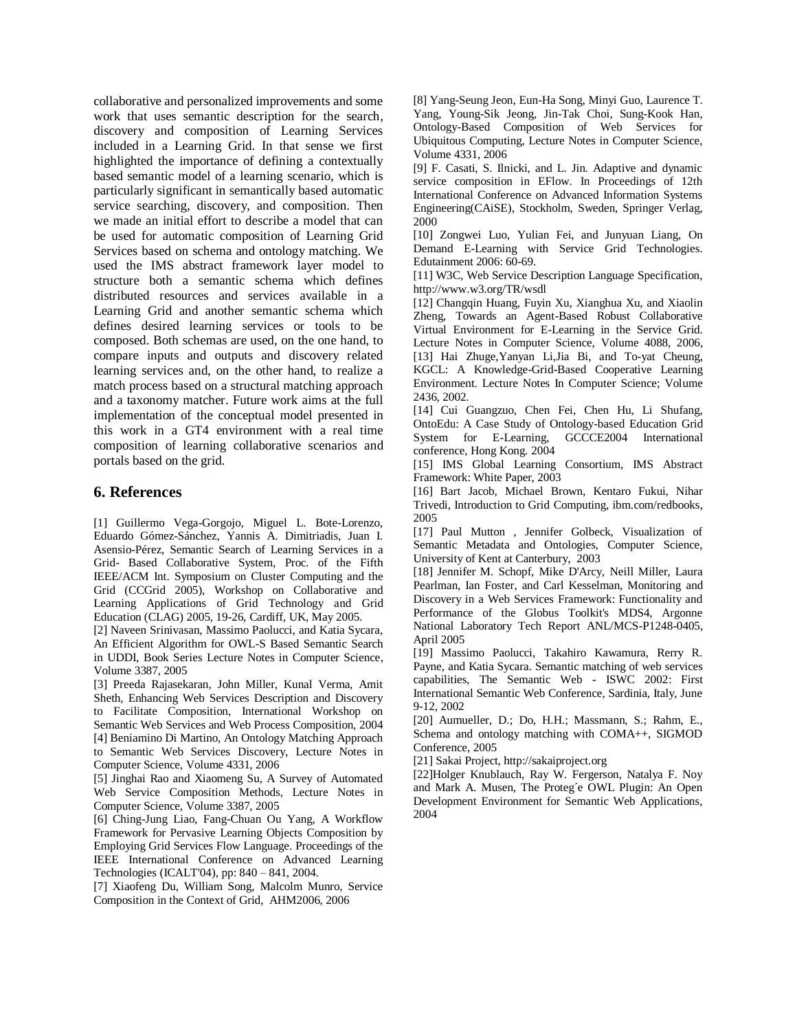collaborative and personalized improvements and some work that uses semantic description for the search, discovery and composition of Learning Services included in a Learning Grid. In that sense we first highlighted the importance of defining a contextually based semantic model of a learning scenario, which is particularly significant in semantically based automatic service searching, discovery, and composition. Then we made an initial effort to describe a model that can be used for automatic composition of Learning Grid Services based on schema and ontology matching. We used the IMS abstract framework layer model to structure both a semantic schema which defines distributed resources and services available in a Learning Grid and another semantic schema which defines desired learning services or tools to be composed. Both schemas are used, on the one hand, to compare inputs and outputs and discovery related learning services and, on the other hand, to realize a match process based on a structural matching approach and a taxonomy matcher. Future work aims at the full implementation of the conceptual model presented in this work in a GT4 environment with a real time composition of learning collaborative scenarios and portals based on the grid.

## 6. References

[1] Guillermo Vega-Gorgojo, Miguel L. Bote-Lorenzo, Eduardo Gómez-Sánchez, Yannis A. Dimitriadis, Juan I. Asensio-Pérez, Semantic Search of Learning Services in a Grid- Based Collaborative System, Proc. of the Fifth IEEE/ACM Int. Symposium on Cluster Computing and the Grid (CCGrid 2005), Workshop on Collaborative and Learning Applications of Grid Technology and Grid Education (CLAG) 2005, 19-26, Cardiff, UK, May 2005.

[2] Naveen Srinivasan, Massimo Paolucci, and Katia Sycara, An Efficient Algorithm for OWL-S Based Semantic Search in UDDI, Book Series Lecture Notes in Computer Science, Volume 3387, 2005

[3] Preeda Rajasekaran, John Miller, Kunal Verma, Amit Sheth, Enhancing Web Services Description and Discovery to Facilitate Composition, International Workshop on Semantic Web Services and Web Process Composition, 2004

[4] Beniamino Di Martino, An Ontology Matching Approach to Semantic Web Services Discovery, Lecture Notes in Computer Science, Volume 4331, 2006

[5] Jinghai Rao and Xiaomeng Su, A Survey of Automated Web Service Composition Methods, Lecture Notes in Computer Science, Volume 3387, 2005

[6] Ching-Jung Liao, Fang-Chuan Ou Yang, A Workflow Framework for Pervasive Learning Objects Composition by Employing Grid Services Flow Language. Proceedings of the IEEE International Conference on Advanced Learning Technologies (ICALT'04), pp: 840 – 841, 2004.

[7] Xiaofeng Du, William Song, Malcolm Munro, Service Composition in the Context of Grid, AHM2006, 2006

[8] Yang-Seung Jeon, Eun-Ha Song, Minyi Guo, Laurence T. Yang, Young-Sik Jeong, Jin-Tak Choi, Sung-Kook Han, Ontology-Based Composition of Web Services for Ubiquitous Computing, Lecture Notes in Computer Science, Volume 4331, 2006

[9] F. Casati, S. Ilnicki, and L. Jin. Adaptive and dynamic service composition in EFlow. In Proceedings of 12th International Conference on Advanced Information Systems Engineering(CAiSE), Stockholm, Sweden, Springer Verlag, 2000

[10] Zongwei Luo, Yulian Fei, and Junyuan Liang, On Demand E-Learning with Service Grid Technologies. Edutainment 2006: 60-69.

[11] W3C, Web Service Description Language Specification, http://www.w3.org/TR/wsdl

[12] Changqin Huang, Fuyin Xu, Xianghua Xu, and Xiaolin Zheng, Towards an Agent-Based Robust Collaborative Virtual Environment for E-Learning in the Service Grid. Lecture Notes in Computer Science, Volume 4088, 2006,

[13] Hai Zhuge,Yanyan Li,Jia Bi, and To-yat Cheung, KGCL: A Knowledge-Grid-Based Cooperative Learning Environment. Lecture Notes In Computer Science; Volume 2436, 2002.

[14] Cui Guangzuo, Chen Fei, Chen Hu, Li Shufang, OntoEdu: A Case Study of Ontology-based Education Grid System for E-Learning, GCCCE2004 International conference, Hong Kong. 2004

[15] IMS Global Learning Consortium, IMS Abstract Framework: White Paper, 2003

[16] Bart Jacob, Michael Brown, Kentaro Fukui, Nihar Trivedi, Introduction to Grid Computing, ibm.com/redbooks, 2005

[17] Paul Mutton , Jennifer Golbeck, Visualization of Semantic Metadata and Ontologies, Computer Science, University of Kent at Canterbury, 2003

[18] Jennifer M. Schopf, Mike D'Arcy, Neill Miller, Laura Pearlman, Ian Foster, and Carl Kesselman, Monitoring and Discovery in a Web Services Framework: Functionality and Performance of the Globus Toolkit's MDS4, Argonne National Laboratory Tech Report ANL/MCS-P1248-0405, April 2005

[19] Massimo Paolucci, Takahiro Kawamura, Rerry R. Payne, and Katia Sycara. Semantic matching of web services capabilities, The Semantic Web - ISWC 2002: First International Semantic Web Conference, Sardinia, Italy, June 9-12, 2002

[20] Aumueller, D.; Do, H.H.; Massmann, S.; Rahm, E., Schema and ontology matching with COMA++, SIGMOD Conference, 2005

[21] Sakai Project, http://sakaiproject.org

[22]Holger Knublauch, Ray W. Fergerson, Natalya F. Noy and Mark A. Musen, The Proteg´e OWL Plugin: An Open Development Environment for Semantic Web Applications, 2004